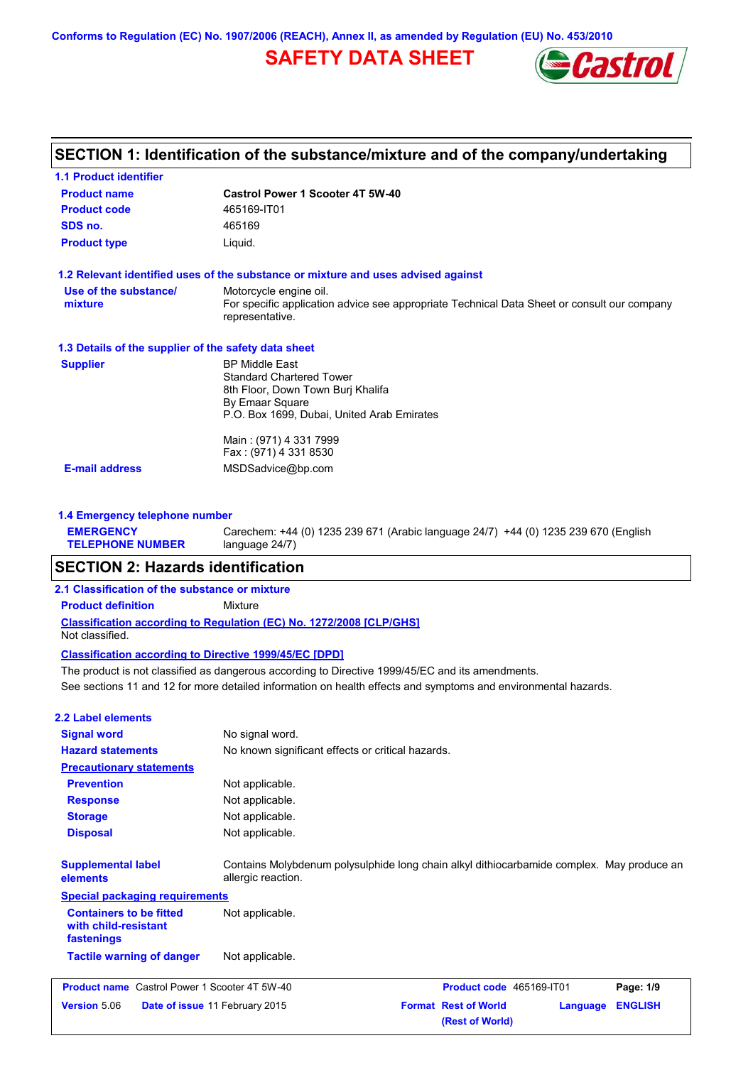Conforms to Regulation (EC) No. 1907/2006 (REACH), Annex II, as amended by Regulation (EU) No. 453/2010

# SAFETY DATA SHEET

## SECTION 1: Identification of the substance/mixture and of the company/undertaking

### 1.1 Product identifier

| | |
|---|---|
| **Product name** | **Castrol Power 1 Scooter 4T 5W-40** |
| **Product code** | 465169-IT01 |
| **SDS no.** | 465169 |
| **Product type** | Liquid. |

### 1.2 Relevant identified uses of the substance or mixture and uses advised against

| | |
|---|---|
| **Use of the substance/ mixture** | Motorcycle engine oil. For specific application advice see appropriate Technical Data Sheet or consult our company representative. |

### 1.3 Details of the supplier of the safety data sheet

**Supplier**

BP Middle East
Standard Chartered Tower
8th Floor, Down Town Burj Khalifa
By Emaar Square
P.O. Box 1699, Dubai, United Arab Emirates

Main : (971) 4 331 7999
Fax : (971) 4 331 8530

**E-mail address** MSDSadvice@bp.com

### 1.4 Emergency telephone number

**EMERGENCY TELEPHONE NUMBER** Carechem: +44 (0) 1235 239 671 (Arabic language 24/7) +44 (0) 1235 239 670 (English language 24/7)

## SECTION 2: Hazards identification

### 2.1 Classification of the substance or mixture

**Product definition** Mixture

**Classification according to Regulation (EC) No. 1272/2008 [CLP/GHS]**

Not classified.

**Classification according to Directive 1999/45/EC [DPD]**

The product is not classified as dangerous according to Directive 1999/45/EC and its amendments.

See sections 11 and 12 for more detailed information on health effects and symptoms and environmental hazards.

### 2.2 Label elements

| | |
|---|---|
| **Signal word** | No signal word. |
| **Hazard statements** | No known significant effects or critical hazards. |

**Precautionary statements**

| | |
|---|---|
| **Prevention** | Not applicable. |
| **Response** | Not applicable. |
| **Storage** | Not applicable. |
| **Disposal** | Not applicable. |

**Supplemental label elements** Contains Molybdenum polysulphide long chain alkyl dithiocarbamide complex. May produce an allergic reaction.

**Special packaging requirements**

| | |
|---|---|
| **Containers to be fitted with child-resistant fastenings** | Not applicable. |
| **Tactile warning of danger** | Not applicable. |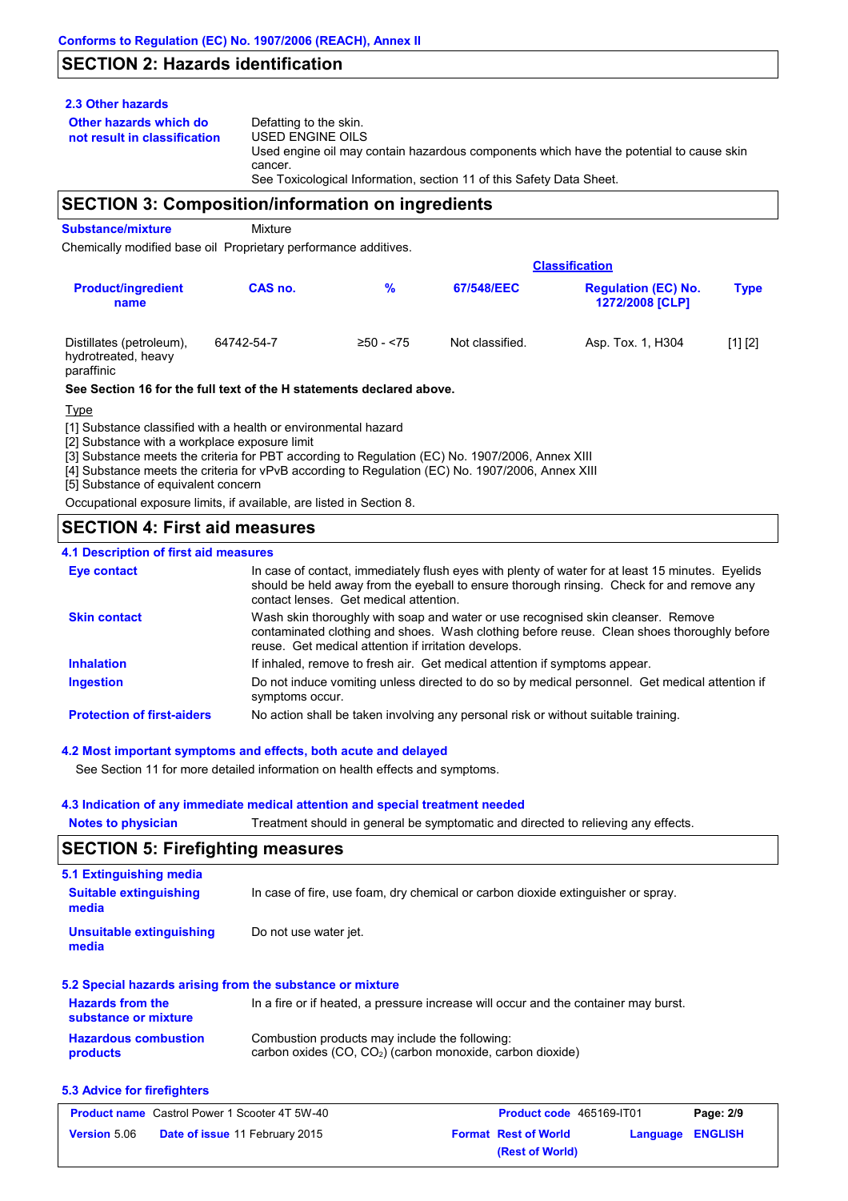## SECTION 2: Hazards identification

### 2.3 Other hazards

| | |
|---|---|
| **Other hazards which do not result in classification** | Defatting to the skin. USED ENGINE OILS Used engine oil may contain hazardous components which have the potential to cause skin cancer. See Toxicological Information, section 11 of this Safety Data Sheet. |

## SECTION 3: Composition/information on ingredients

**Substance/mixture** Mixture

Chemically modified base oil Proprietary performance additives.

| Product/ingredient name | CAS no. | % | Classification | | Type |
|---|---|---|---|---|---|
| | | | 67/548/EEC | Regulation (EC) No. 1272/2008 [CLP] | |
| Distillates (petroleum), hydrotreated, heavy paraffinic | 64742-54-7 | ≥50 - <75 | Not classified. | Asp. Tox. 1, H304 | [1] [2] |

**See Section 16 for the full text of the H statements declared above.**

Type

[1] Substance classified with a health or environmental hazard
[2] Substance with a workplace exposure limit
[3] Substance meets the criteria for PBT according to Regulation (EC) No. 1907/2006, Annex XIII
[4] Substance meets the criteria for vPvB according to Regulation (EC) No. 1907/2006, Annex XIII
[5] Substance of equivalent concern

Occupational exposure limits, if available, are listed in Section 8.

## SECTION 4: First aid measures

### 4.1 Description of first aid measures

| | |
|---|---|
| **Eye contact** | In case of contact, immediately flush eyes with plenty of water for at least 15 minutes. Eyelids should be held away from the eyeball to ensure thorough rinsing. Check for and remove any contact lenses. Get medical attention. |
| **Skin contact** | Wash skin thoroughly with soap and water or use recognised skin cleanser. Remove contaminated clothing and shoes. Wash clothing before reuse. Clean shoes thoroughly before reuse. Get medical attention if irritation develops. |
| **Inhalation** | If inhaled, remove to fresh air. Get medical attention if symptoms appear. |
| **Ingestion** | Do not induce vomiting unless directed to do so by medical personnel. Get medical attention if symptoms occur. |
| **Protection of first-aiders** | No action shall be taken involving any personal risk or without suitable training. |

### 4.2 Most important symptoms and effects, both acute and delayed

See Section 11 for more detailed information on health effects and symptoms.

### 4.3 Indication of any immediate medical attention and special treatment needed

| | |
|---|---|
| **Notes to physician** | Treatment should in general be symptomatic and directed to relieving any effects. |

## SECTION 5: Firefighting measures

### 5.1 Extinguishing media

| | |
|---|---|
| **Suitable extinguishing media** | In case of fire, use foam, dry chemical or carbon dioxide extinguisher or spray. |
| **Unsuitable extinguishing media** | Do not use water jet. |

### 5.2 Special hazards arising from the substance or mixture

| | |
|---|---|
| **Hazards from the substance or mixture** | In a fire or if heated, a pressure increase will occur and the container may burst. |
| **Hazardous combustion products** | Combustion products may include the following: carbon oxides (CO, $CO_2$) (carbon monoxide, carbon dioxide) |

### 5.3 Advice for firefighters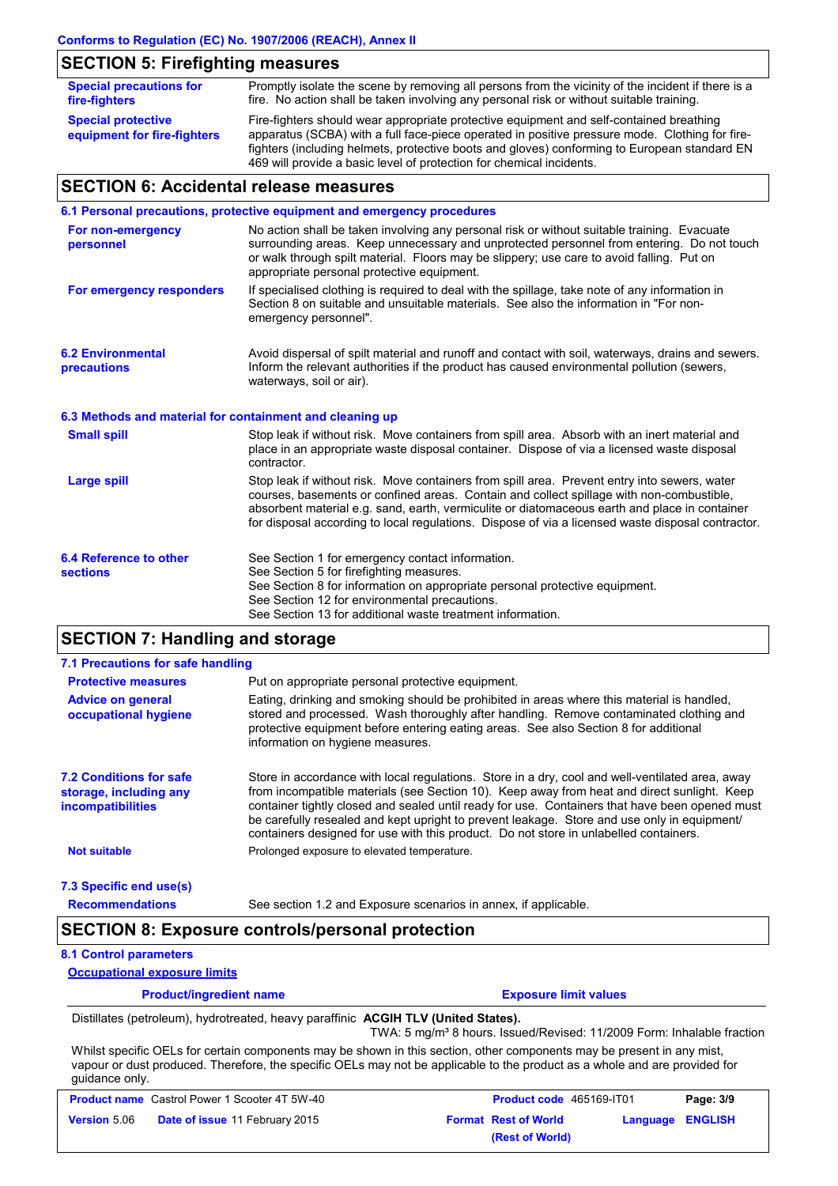## SECTION 5: Firefighting measures

**Special precautions for fire-fighters**
Promptly isolate the scene by removing all persons from the vicinity of the incident if there is a fire. No action shall be taken involving any personal risk or without suitable training.

**Special protective equipment for fire-fighters**
Fire-fighters should wear appropriate protective equipment and self-contained breathing apparatus (SCBA) with a full face-piece operated in positive pressure mode. Clothing for fire-fighters (including helmets, protective boots and gloves) conforming to European standard EN 469 will provide a basic level of protection for chemical incidents.

## SECTION 6: Accidental release measures

### 6.1 Personal precautions, protective equipment and emergency procedures

**For non-emergency personnel**
No action shall be taken involving any personal risk or without suitable training. Evacuate surrounding areas. Keep unnecessary and unprotected personnel from entering. Do not touch or walk through spilt material. Floors may be slippery; use care to avoid falling. Put on appropriate personal protective equipment.

**For emergency responders**
If specialised clothing is required to deal with the spillage, take note of any information in Section 8 on suitable and unsuitable materials. See also the information in "For non-emergency personnel".

### 6.2 Environmental precautions

Avoid dispersal of spilt material and runoff and contact with soil, waterways, drains and sewers. Inform the relevant authorities if the product has caused environmental pollution (sewers, waterways, soil or air).

### 6.3 Methods and material for containment and cleaning up

**Small spill**
Stop leak if without risk. Move containers from spill area. Absorb with an inert material and place in an appropriate waste disposal container. Dispose of via a licensed waste disposal contractor.

**Large spill**
Stop leak if without risk. Move containers from spill area. Prevent entry into sewers, water courses, basements or confined areas. Contain and collect spillage with non-combustible, absorbent material e.g. sand, earth, vermiculite or diatomaceous earth and place in container for disposal according to local regulations. Dispose of via a licensed waste disposal contractor.

### 6.4 Reference to other sections

See Section 1 for emergency contact information.
See Section 5 for firefighting measures.
See Section 8 for information on appropriate personal protective equipment.
See Section 12 for environmental precautions.
See Section 13 for additional waste treatment information.

## SECTION 7: Handling and storage

### 7.1 Precautions for safe handling

**Protective measures**
Put on appropriate personal protective equipment.

**Advice on general occupational hygiene**
Eating, drinking and smoking should be prohibited in areas where this material is handled, stored and processed. Wash thoroughly after handling. Remove contaminated clothing and protective equipment before entering eating areas. See also Section 8 for additional information on hygiene measures.

### 7.2 Conditions for safe storage, including any incompatibilities

Store in accordance with local regulations. Store in a dry, cool and well-ventilated area, away from incompatible materials (see Section 10). Keep away from heat and direct sunlight. Keep container tightly closed and sealed until ready for use. Containers that have been opened must be carefully resealed and kept upright to prevent leakage. Store and use only in equipment/ containers designed for use with this product. Do not store in unlabelled containers.

**Not suitable**
Prolonged exposure to elevated temperature.

### 7.3 Specific end use(s)

**Recommendations**
See section 1.2 and Exposure scenarios in annex, if applicable.

## SECTION 8: Exposure controls/personal protection

### 8.1 Control parameters

**Occupational exposure limits**

| Product/ingredient name | Exposure limit values |
|---|---|
| Distillates (petroleum), hydrotreated, heavy paraffinic | **ACGIH TLV (United States).** TWA: 5 mg/m³ 8 hours. Issued/Revised: 11/2009 Form: Inhalable fraction |

Whilst specific OELs for certain components may be shown in this section, other components may be present in any mist, vapour or dust produced. Therefore, the specific OELs may not be applicable to the product as a whole and are provided for guidance only.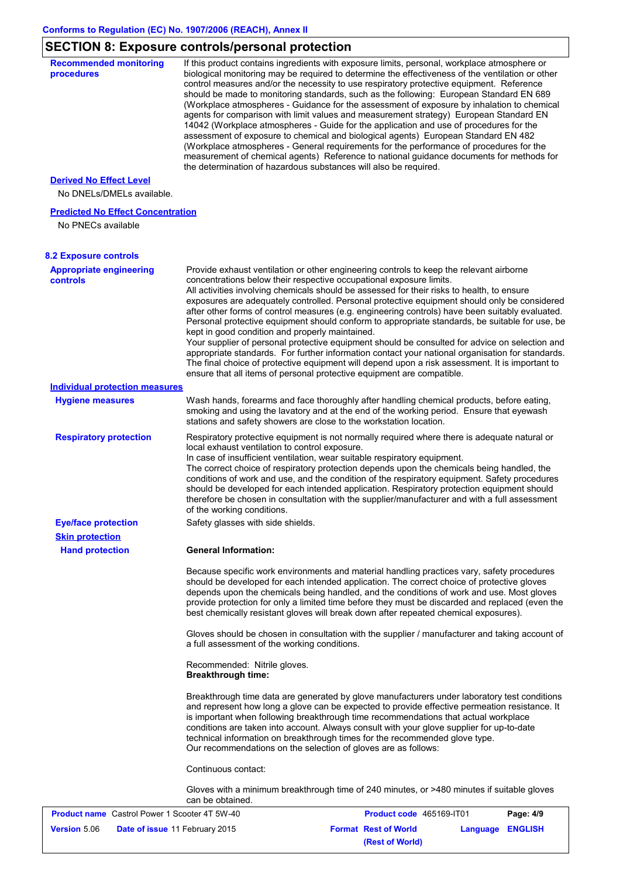## SECTION 8: Exposure controls/personal protection

**Recommended monitoring procedures**

If this product contains ingredients with exposure limits, personal, workplace atmosphere or biological monitoring may be required to determine the effectiveness of the ventilation or other control measures and/or the necessity to use respiratory protective equipment. Reference should be made to monitoring standards, such as the following: European Standard EN 689 (Workplace atmospheres - Guidance for the assessment of exposure by inhalation to chemical agents for comparison with limit values and measurement strategy) European Standard EN 14042 (Workplace atmospheres - Guide for the application and use of procedures for the assessment of exposure to chemical and biological agents) European Standard EN 482 (Workplace atmospheres - General requirements for the performance of procedures for the measurement of chemical agents) Reference to national guidance documents for methods for the determination of hazardous substances will also be required.

**Derived No Effect Level**

No DNELs/DMELs available.

**Predicted No Effect Concentration**

No PNECs available

### 8.2 Exposure controls

**Appropriate engineering controls**

Provide exhaust ventilation or other engineering controls to keep the relevant airborne concentrations below their respective occupational exposure limits.
All activities involving chemicals should be assessed for their risks to health, to ensure exposures are adequately controlled. Personal protective equipment should only be considered after other forms of control measures (e.g. engineering controls) have been suitably evaluated. Personal protective equipment should conform to appropriate standards, be suitable for use, be kept in good condition and properly maintained.
Your supplier of personal protective equipment should be consulted for advice on selection and appropriate standards. For further information contact your national organisation for standards. The final choice of protective equipment will depend upon a risk assessment. It is important to ensure that all items of personal protective equipment are compatible.

**Individual protection measures**

**Hygiene measures**

Wash hands, forearms and face thoroughly after handling chemical products, before eating, smoking and using the lavatory and at the end of the working period. Ensure that eyewash stations and safety showers are close to the workstation location.

**Respiratory protection**

Respiratory protective equipment is not normally required where there is adequate natural or local exhaust ventilation to control exposure.
In case of insufficient ventilation, wear suitable respiratory equipment.
The correct choice of respiratory protection depends upon the chemicals being handled, the conditions of work and use, and the condition of the respiratory equipment. Safety procedures should be developed for each intended application. Respiratory protection equipment should therefore be chosen in consultation with the supplier/manufacturer and with a full assessment of the working conditions.

**Eye/face protection**

Safety glasses with side shields.

**Skin protection**

**Hand protection**

**General Information:**

Because specific work environments and material handling practices vary, safety procedures should be developed for each intended application. The correct choice of protective gloves depends upon the chemicals being handled, and the conditions of work and use. Most gloves provide protection for only a limited time before they must be discarded and replaced (even the best chemically resistant gloves will break down after repeated chemical exposures).

Gloves should be chosen in consultation with the supplier / manufacturer and taking account of a full assessment of the working conditions.

Recommended: Nitrile gloves.
**Breakthrough time:**

Breakthrough time data are generated by glove manufacturers under laboratory test conditions and represent how long a glove can be expected to provide effective permeation resistance. It is important when following breakthrough time recommendations that actual workplace conditions are taken into account. Always consult with your glove supplier for up-to-date technical information on breakthrough times for the recommended glove type.
Our recommendations on the selection of gloves are as follows:

Continuous contact:

Gloves with a minimum breakthrough time of 240 minutes, or >480 minutes if suitable gloves can be obtained.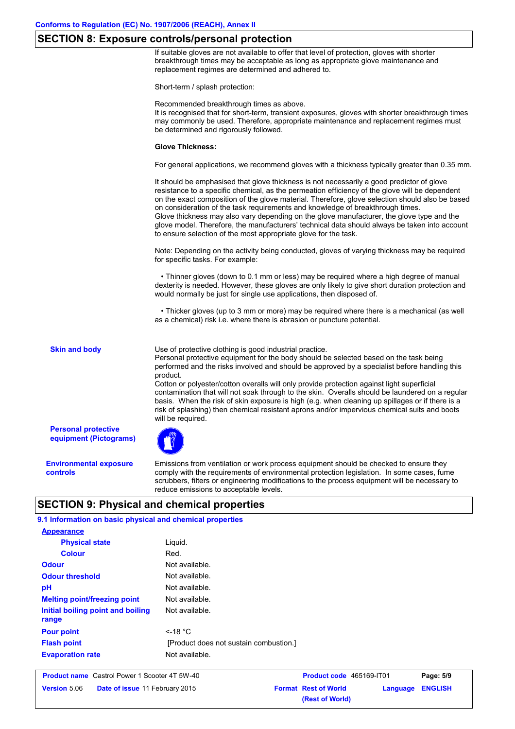## SECTION 8: Exposure controls/personal protection

If suitable gloves are not available to offer that level of protection, gloves with shorter breakthrough times may be acceptable as long as appropriate glove maintenance and replacement regimes are determined and adhered to.

Short-term / splash protection:

Recommended breakthrough times as above.
It is recognised that for short-term, transient exposures, gloves with shorter breakthrough times may commonly be used. Therefore, appropriate maintenance and replacement regimes must be determined and rigorously followed.

**Glove Thickness:**

For general applications, we recommend gloves with a thickness typically greater than 0.35 mm.

It should be emphasised that glove thickness is not necessarily a good predictor of glove resistance to a specific chemical, as the permeation efficiency of the glove will be dependent on the exact composition of the glove material. Therefore, glove selection should also be based on consideration of the task requirements and knowledge of breakthrough times.
Glove thickness may also vary depending on the glove manufacturer, the glove type and the glove model. Therefore, the manufacturers' technical data should always be taken into account to ensure selection of the most appropriate glove for the task.

Note: Depending on the activity being conducted, gloves of varying thickness may be required for specific tasks. For example:

- Thinner gloves (down to 0.1 mm or less) may be required where a high degree of manual dexterity is needed. However, these gloves are only likely to give short duration protection and would normally be just for single use applications, then disposed of.

- Thicker gloves (up to 3 mm or more) may be required where there is a mechanical (as well as a chemical) risk i.e. where there is abrasion or puncture potential.

**Skin and body**

Use of protective clothing is good industrial practice.
Personal protective equipment for the body should be selected based on the task being performed and the risks involved and should be approved by a specialist before handling this product.
Cotton or polyester/cotton overalls will only provide protection against light superficial contamination that will not soak through to the skin. Overalls should be laundered on a regular basis. When the risk of skin exposure is high (e.g. when cleaning up spillages or if there is a risk of splashing) then chemical resistant aprons and/or impervious chemical suits and boots will be required.

**Personal protective equipment (Pictograms)**

**Environmental exposure controls**

Emissions from ventilation or work process equipment should be checked to ensure they comply with the requirements of environmental protection legislation. In some cases, fume scrubbers, filters or engineering modifications to the process equipment will be necessary to reduce emissions to acceptable levels.

## SECTION 9: Physical and chemical properties

### 9.1 Information on basic physical and chemical properties

| Property | Value |
|---|---|
| **Appearance** | |
| Physical state | Liquid. |
| Colour | Red. |
| Odour | Not available. |
| Odour threshold | Not available. |
| pH | Not available. |
| Melting point/freezing point | Not available. |
| Initial boiling point and boiling range | Not available. |
| Pour point | <-18 °C |
| Flash point | [Product does not sustain combustion.] |
| Evaporation rate | Not available. |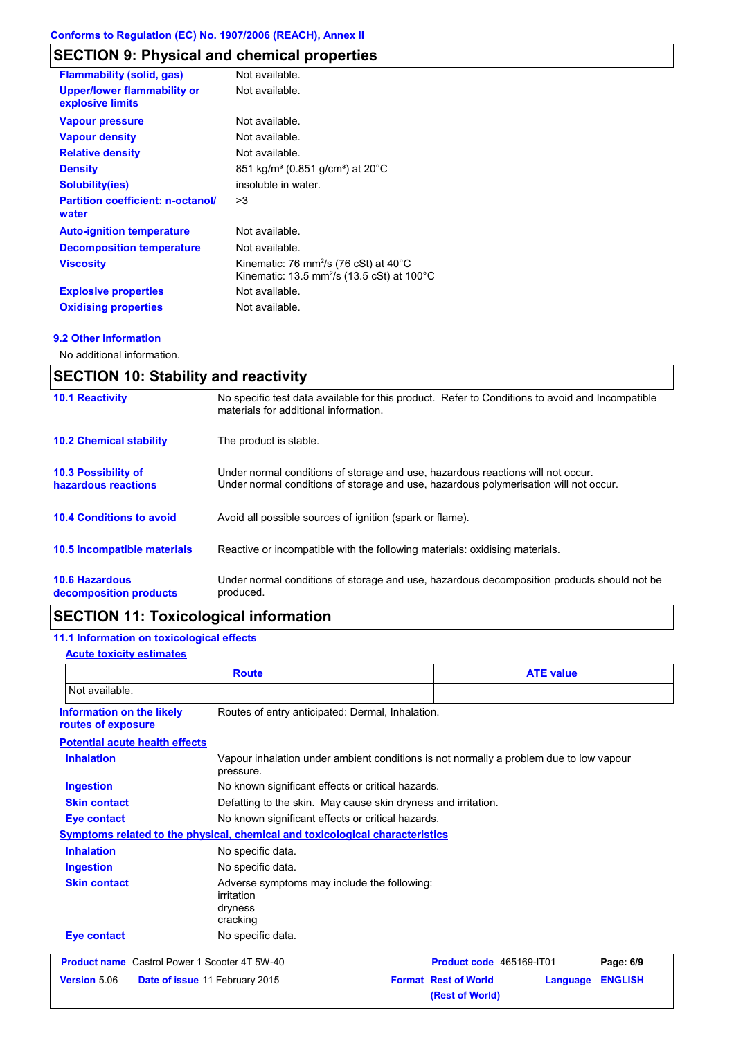## SECTION 9: Physical and chemical properties

| | |
|---|---|
| **Flammability (solid, gas)** | Not available. |
| **Upper/lower flammability or explosive limits** | Not available. |
| **Vapour pressure** | Not available. |
| **Vapour density** | Not available. |
| **Relative density** | Not available. |
| **Density** | 851 kg/m³ (0.851 g/cm³) at 20°C |
| **Solubility(ies)** | insoluble in water. |
| **Partition coefficient: n-octanol/ water** | >3 |
| **Auto-ignition temperature** | Not available. |
| **Decomposition temperature** | Not available. |
| **Viscosity** | Kinematic: 76 mm$^2$/s (76 cSt) at 40°C<br>Kinematic: 13.5 mm$^2$/s (13.5 cSt) at 100°C |
| **Explosive properties** | Not available. |
| **Oxidising properties** | Not available. |

### 9.2 Other information

No additional information.

## SECTION 10: Stability and reactivity

| | |
|---|---|
| **10.1 Reactivity** | No specific test data available for this product. Refer to Conditions to avoid and Incompatible materials for additional information. |
| **10.2 Chemical stability** | The product is stable. |
| **10.3 Possibility of hazardous reactions** | Under normal conditions of storage and use, hazardous reactions will not occur.<br>Under normal conditions of storage and use, hazardous polymerisation will not occur. |
| **10.4 Conditions to avoid** | Avoid all possible sources of ignition (spark or flame). |
| **10.5 Incompatible materials** | Reactive or incompatible with the following materials: oxidising materials. |
| **10.6 Hazardous decomposition products** | Under normal conditions of storage and use, hazardous decomposition products should not be produced. |

## SECTION 11: Toxicological information

### 11.1 Information on toxicological effects

**Acute toxicity estimates**

| Route | ATE value |
|---|---|
| Not available. | |

**Information on the likely routes of exposure**: Routes of entry anticipated: Dermal, Inhalation.

**Potential acute health effects**

| | |
|---|---|
| **Inhalation** | Vapour inhalation under ambient conditions is not normally a problem due to low vapour pressure. |
| **Ingestion** | No known significant effects or critical hazards. |
| **Skin contact** | Defatting to the skin. May cause skin dryness and irritation. |
| **Eye contact** | No known significant effects or critical hazards. |

**Symptoms related to the physical, chemical and toxicological characteristics**

| | |
|---|---|
| **Inhalation** | No specific data. |
| **Ingestion** | No specific data. |
| **Skin contact** | Adverse symptoms may include the following:<br>irritation<br>dryness<br>cracking |
| **Eye contact** | No specific data. |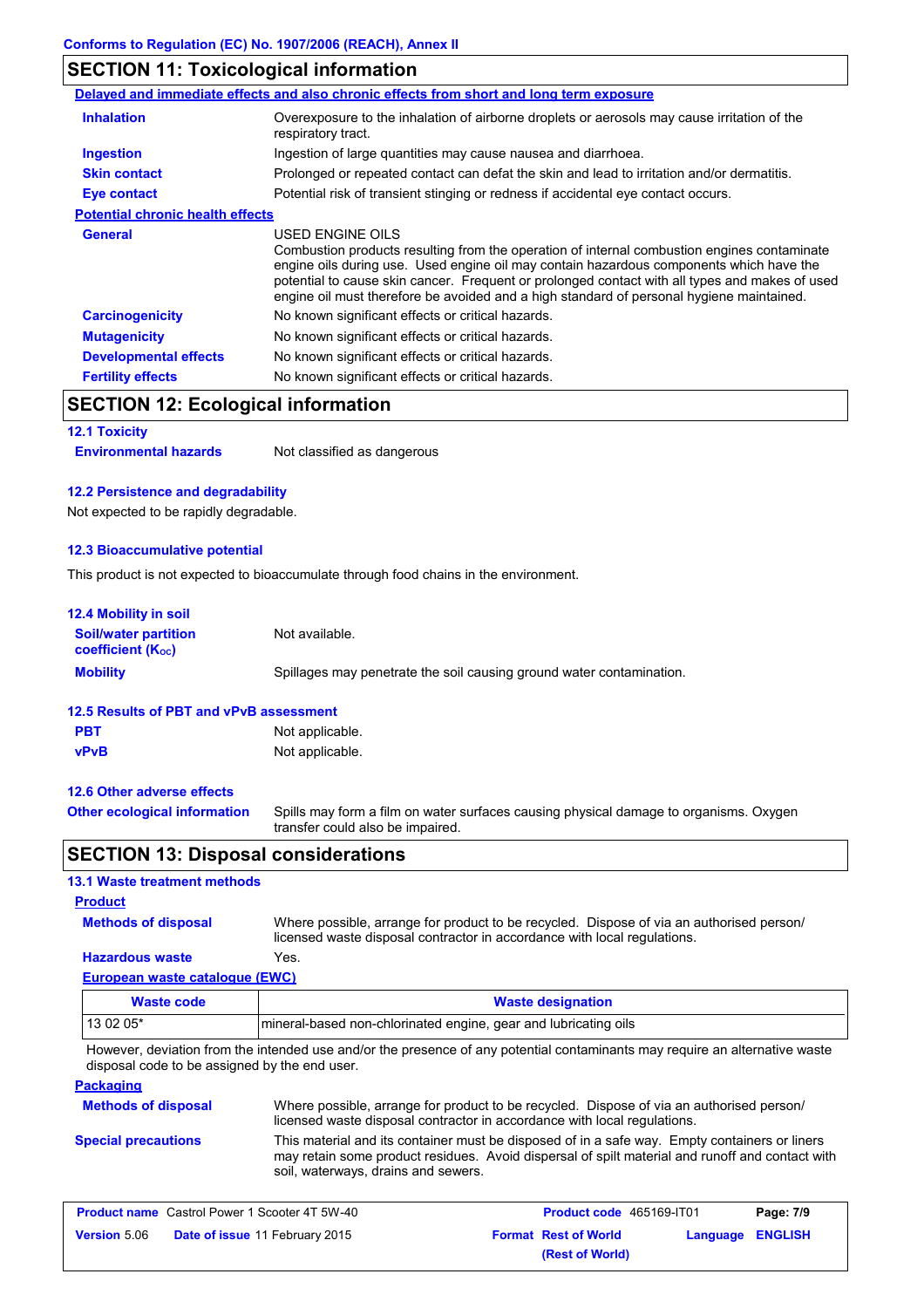## SECTION 11: Toxicological information

**Delayed and immediate effects and also chronic effects from short and long term exposure**

**Inhalation** Overexposure to the inhalation of airborne droplets or aerosols may cause irritation of the respiratory tract.

**Ingestion** Ingestion of large quantities may cause nausea and diarrhoea.

**Skin contact** Prolonged or repeated contact can defat the skin and lead to irritation and/or dermatitis.

**Eye contact** Potential risk of transient stinging or redness if accidental eye contact occurs.

**Potential chronic health effects**

**General** USED ENGINE OILS
Combustion products resulting from the operation of internal combustion engines contaminate engine oils during use. Used engine oil may contain hazardous components which have the potential to cause skin cancer. Frequent or prolonged contact with all types and makes of used engine oil must therefore be avoided and a high standard of personal hygiene maintained.

**Carcinogenicity** No known significant effects or critical hazards.

**Mutagenicity** No known significant effects or critical hazards.

**Developmental effects** No known significant effects or critical hazards.

**Fertility effects** No known significant effects or critical hazards.

## SECTION 12: Ecological information

### 12.1 Toxicity

**Environmental hazards** Not classified as dangerous

### 12.2 Persistence and degradability

Not expected to be rapidly degradable.

### 12.3 Bioaccumulative potential

This product is not expected to bioaccumulate through food chains in the environment.

### 12.4 Mobility in soil

**Soil/water partition coefficient ($K_{OC}$)** Not available.

**Mobility** Spillages may penetrate the soil causing ground water contamination.

### 12.5 Results of PBT and vPvB assessment

**PBT** Not applicable.

**vPvB** Not applicable.

### 12.6 Other adverse effects

**Other ecological information** Spills may form a film on water surfaces causing physical damage to organisms. Oxygen transfer could also be impaired.

## SECTION 13: Disposal considerations

### 13.1 Waste treatment methods

**Product**

**Methods of disposal** Where possible, arrange for product to be recycled. Dispose of via an authorised person/ licensed waste disposal contractor in accordance with local regulations.

**Hazardous waste** Yes.

**European waste catalogue (EWC)**

| Waste code | Waste designation |
|---|---|
| 13 02 05* | mineral-based non-chlorinated engine, gear and lubricating oils |

However, deviation from the intended use and/or the presence of any potential contaminants may require an alternative waste disposal code to be assigned by the end user.

**Packaging**

**Methods of disposal** Where possible, arrange for product to be recycled. Dispose of via an authorised person/ licensed waste disposal contractor in accordance with local regulations.

**Special precautions** This material and its container must be disposed of in a safe way. Empty containers or liners may retain some product residues. Avoid dispersal of spilt material and runoff and contact with soil, waterways, drains and sewers.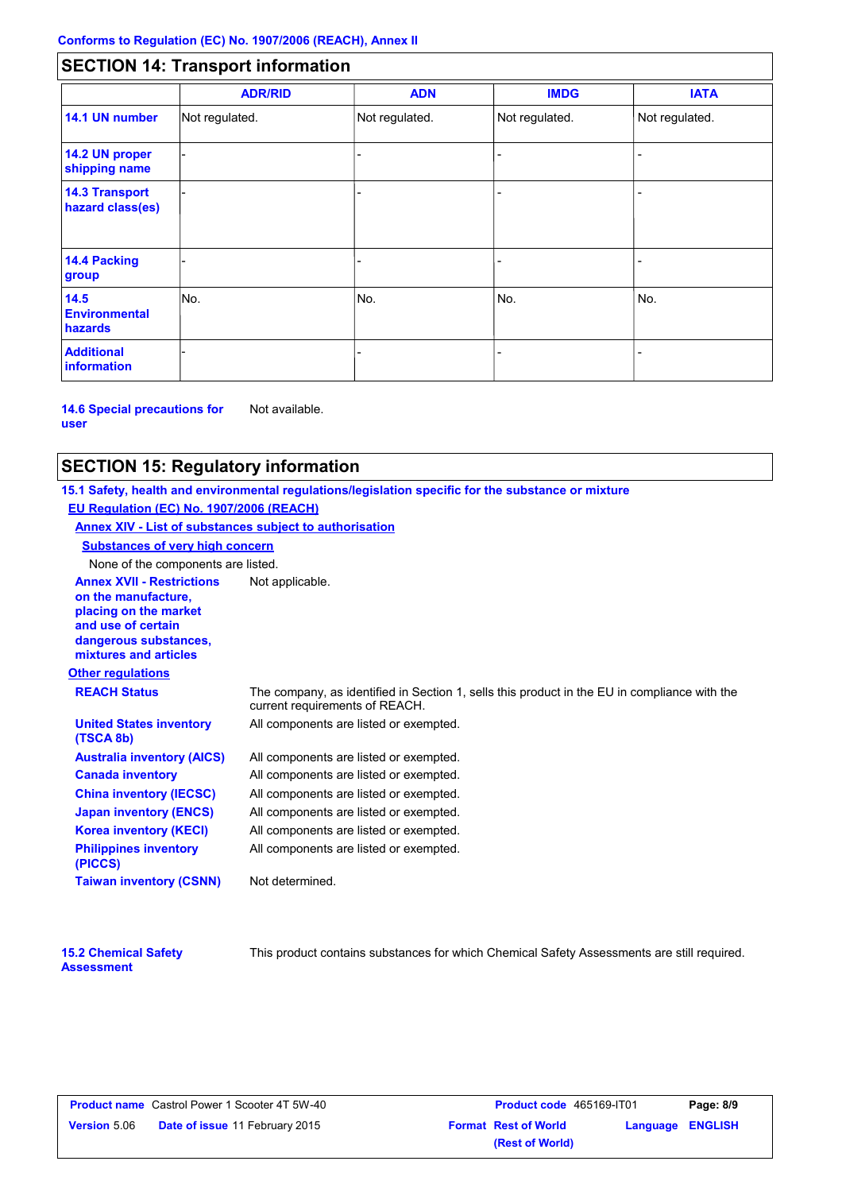Conforms to Regulation (EC) No. 1907/2006 (REACH), Annex II

## SECTION 14: Transport information

| | ADR/RID | ADN | IMDG | IATA |
|---|---|---|---|---|
| 14.1 UN number | Not regulated. | Not regulated. | Not regulated. | Not regulated. |
| 14.2 UN proper shipping name | - | - | - | - |
| 14.3 Transport hazard class(es) | - | - | - | - |
| 14.4 Packing group | - | - | - | - |
| 14.5 Environmental hazards | No. | No. | No. | No. |
| Additional information | - | - | - | - |

**14.6 Special precautions for user** Not available.

## SECTION 15: Regulatory information

**15.1 Safety, health and environmental regulations/legislation specific for the substance or mixture**

**EU Regulation (EC) No. 1907/2006 (REACH)**

**Annex XIV - List of substances subject to authorisation**

**Substances of very high concern**

None of the components are listed.

**Annex XVII - Restrictions on the manufacture, placing on the market and use of certain dangerous substances, mixtures and articles** Not applicable.

**Other regulations**

**REACH Status** The company, as identified in Section 1, sells this product in the EU in compliance with the current requirements of REACH.

**United States inventory (TSCA 8b)** All components are listed or exempted.

**Australia inventory (AICS)** All components are listed or exempted.

**Canada inventory** All components are listed or exempted.

**China inventory (IECSC)** All components are listed or exempted.

**Japan inventory (ENCS)** All components are listed or exempted.

**Korea inventory (KECI)** All components are listed or exempted.

**Philippines inventory (PICCS)** All components are listed or exempted.

**Taiwan inventory (CSNN)** Not determined.

**15.2 Chemical Safety Assessment** This product contains substances for which Chemical Safety Assessments are still required.

| Product name Castrol Power 1 Scooter 4T 5W-40 | Product code 465169-IT01 | Page: 8/9 |
|---|---|---|
| Version 5.06 Date of issue 11 February 2015 | Format Rest of World (Rest of World) | Language ENGLISH |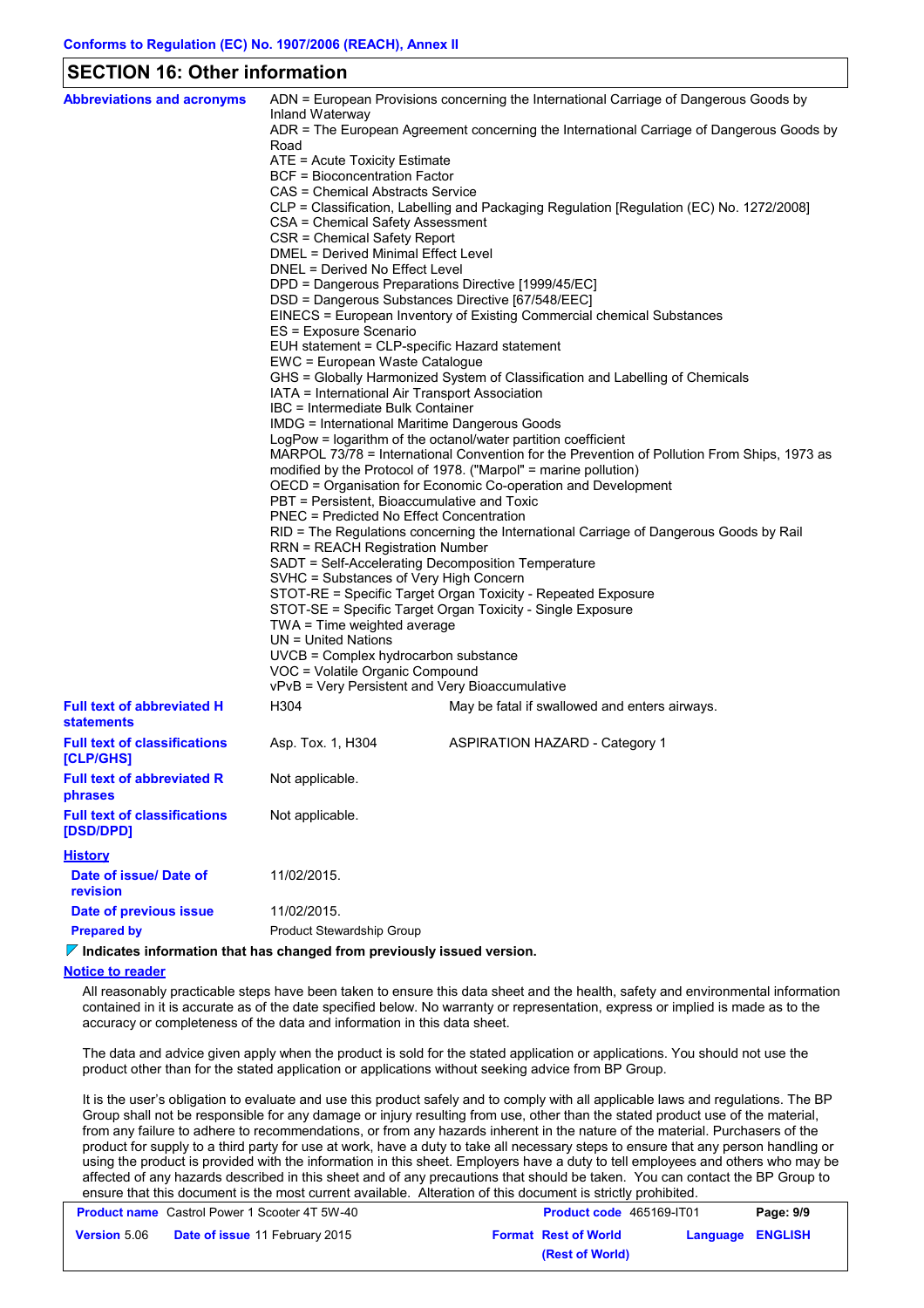Conforms to Regulation (EC) No. 1907/2006 (REACH), Annex II

## SECTION 16: Other information

| | |
|---|---|
| **Abbreviations and acronyms** | ADN = European Provisions concerning the International Carriage of Dangerous Goods by Inland Waterway<br>ADR = The European Agreement concerning the International Carriage of Dangerous Goods by Road<br>ATE = Acute Toxicity Estimate<br>BCF = Bioconcentration Factor<br>CAS = Chemical Abstracts Service<br>CLP = Classification, Labelling and Packaging Regulation [Regulation (EC) No. 1272/2008]<br>CSA = Chemical Safety Assessment<br>CSR = Chemical Safety Report<br>DMEL = Derived Minimal Effect Level<br>DNEL = Derived No Effect Level<br>DPD = Dangerous Preparations Directive [1999/45/EC]<br>DSD = Dangerous Substances Directive [67/548/EEC]<br>EINECS = European Inventory of Existing Commercial chemical Substances<br>ES = Exposure Scenario<br>EUH statement = CLP-specific Hazard statement<br>EWC = European Waste Catalogue<br>GHS = Globally Harmonized System of Classification and Labelling of Chemicals<br>IATA = International Air Transport Association<br>IBC = Intermediate Bulk Container<br>IMDG = International Maritime Dangerous Goods<br>LogPow = logarithm of the octanol/water partition coefficient<br>MARPOL 73/78 = International Convention for the Prevention of Pollution From Ships, 1973 as modified by the Protocol of 1978. ("Marpol" = marine pollution)<br>OECD = Organisation for Economic Co-operation and Development<br>PBT = Persistent, Bioaccumulative and Toxic<br>PNEC = Predicted No Effect Concentration<br>RID = The Regulations concerning the International Carriage of Dangerous Goods by Rail<br>RRN = REACH Registration Number<br>SADT = Self-Accelerating Decomposition Temperature<br>SVHC = Substances of Very High Concern<br>STOT-RE = Specific Target Organ Toxicity - Repeated Exposure<br>STOT-SE = Specific Target Organ Toxicity - Single Exposure<br>TWA = Time weighted average<br>UN = United Nations<br>UVCB = Complex hydrocarbon substance<br>VOC = Volatile Organic Compound<br>vPvB = Very Persistent and Very Bioaccumulative |

| | | |
|---|---|---|
| **Full text of abbreviated H statements** | H304 | May be fatal if swallowed and enters airways. |
| **Full text of classifications [CLP/GHS]** | Asp. Tox. 1, H304 | ASPIRATION HAZARD - Category 1 |
| **Full text of abbreviated R phrases** | Not applicable. | |
| **Full text of classifications [DSD/DPD]** | Not applicable. | |

**History**

| | |
|---|---|
| **Date of issue/ Date of revision** | 11/02/2015. |
| **Date of previous issue** | 11/02/2015. |
| **Prepared by** | Product Stewardship Group |

**Indicates information that has changed from previously issued version.**

**Notice to reader**

All reasonably practicable steps have been taken to ensure this data sheet and the health, safety and environmental information contained in it is accurate as of the date specified below. No warranty or representation, express or implied is made as to the accuracy or completeness of the data and information in this data sheet.

The data and advice given apply when the product is sold for the stated application or applications. You should not use the product other than for the stated application or applications without seeking advice from BP Group.

It is the user's obligation to evaluate and use this product safely and to comply with all applicable laws and regulations. The BP Group shall not be responsible for any damage or injury resulting from use, other than the stated product use of the material, from any failure to adhere to recommendations, or from any hazards inherent in the nature of the material. Purchasers of the product for supply to a third party for use at work, have a duty to take all necessary steps to ensure that any person handling or using the product is provided with the information in this sheet. Employers have a duty to tell employees and others who may be affected of any hazards described in this sheet and of any precautions that should be taken. You can contact the BP Group to ensure that this document is the most current available. Alteration of this document is strictly prohibited.

| | | | |
|---|---|---|---|
| **Product name** Castrol Power 1 Scooter 4T 5W-40 | | **Product code** 465169-IT01 | |
| **Version** 5.06 | **Date of issue** 11 February 2015 | **Format Rest of World (Rest of World)** | **Language ENGLISH** |